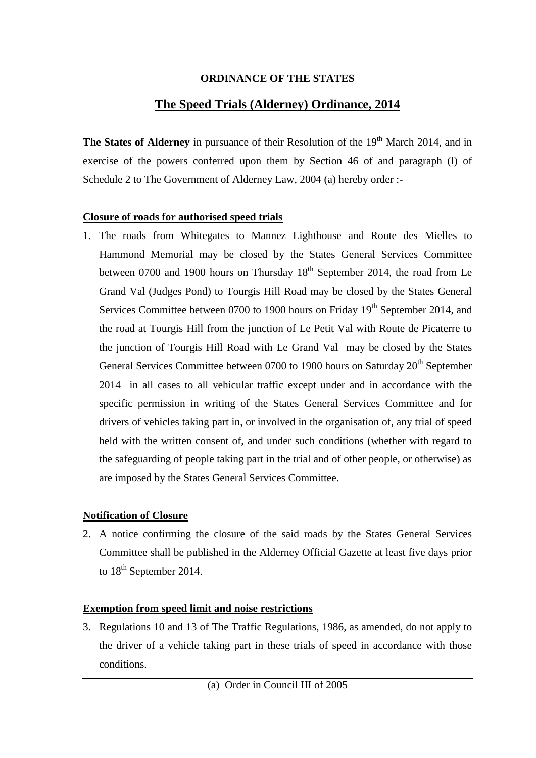**ORDINANCE OF THE STATES**

# The Speed Trials (Alderney) Ordinance, 2014

**The States of Alderney** in pursuance of their Resolution of the 19th March 2014, and in exercise of the powers conferred upon them by Section 46 of and paragraph (l) of Schedule 2 to The Government of Alderney Law, 2004 (a) hereby order :-

## Closure of roads for authorised speed trials

1. The roads from Whitegates to Mannez Lighthouse and Route des Mielles to Hammond Memorial may be closed by the States General Services Committee between 0700 and 1900 hours on Thursday 18th September 2014, the road from Le Grand Val (Judges Pond) to Tourgis Hill Road may be closed by the States General Services Committee between 0700 to 1900 hours on Friday 19th September 2014, and the road at Tourgis Hill from the junction of Le Petit Val with Route de Picaterre to the junction of Tourgis Hill Road with Le Grand Val may be closed by the States General Services Committee between 0700 to 1900 hours on Saturday 20th September 2014 in all cases to all vehicular traffic except under and in accordance with the specific permission in writing of the States General Services Committee and for drivers of vehicles taking part in, or involved in the organisation of, any trial of speed held with the written consent of, and under such conditions (whether with regard to the safeguarding of people taking part in the trial and of other people, or otherwise) as are imposed by the States General Services Committee.

## Notification of Closure

2. A notice confirming the closure of the said roads by the States General Services Committee shall be published in the Alderney Official Gazette at least five days prior to 18th September 2014.

## Exemption from speed limit and noise restrictions

3. Regulations 10 and 13 of The Traffic Regulations, 1986, as amended, do not apply to the driver of a vehicle taking part in these trials of speed in accordance with those conditions.

---

(a) Order in Council III of 2005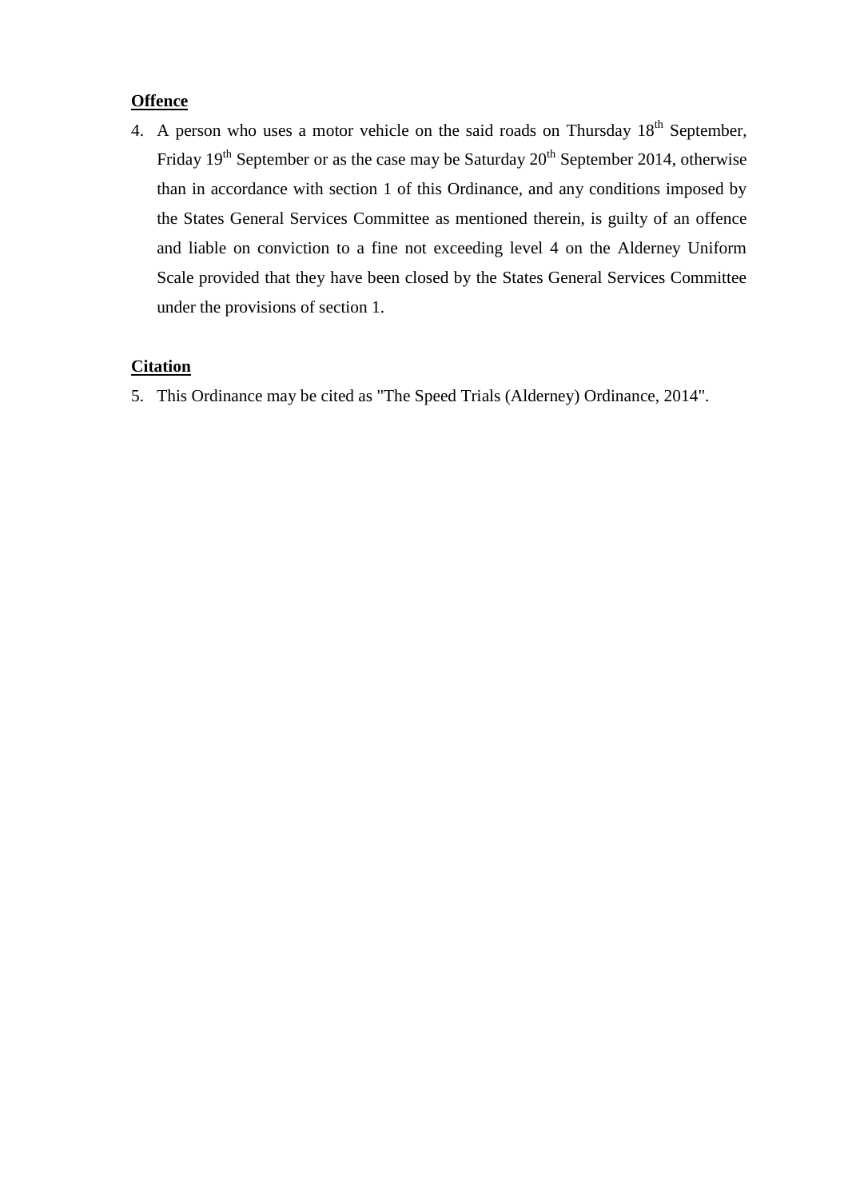**Offence**

4. A person who uses a motor vehicle on the said roads on Thursday 18th September, Friday 19th September or as the case may be Saturday 20th September 2014, otherwise than in accordance with section 1 of this Ordinance, and any conditions imposed by the States General Services Committee as mentioned therein, is guilty of an offence and liable on conviction to a fine not exceeding level 4 on the Alderney Uniform Scale provided that they have been closed by the States General Services Committee under the provisions of section 1.

**Citation**

5. This Ordinance may be cited as "The Speed Trials (Alderney) Ordinance, 2014".